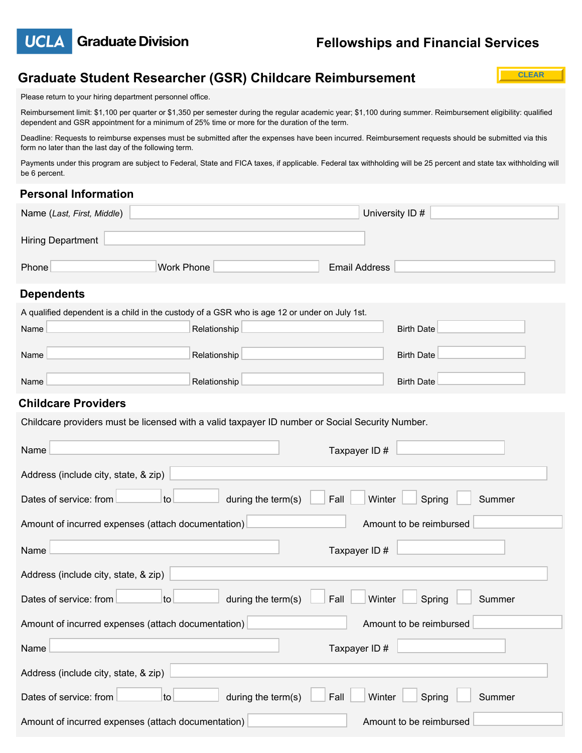UCLA Graduate Division

Fellowships and Financial Services

# Graduate Student Researcher (GSR) Childcare Reimbursement

CLEAR

Please return to your hiring department personnel office.

Reimbursement limit: $1,100 per quarter or $1,350 per semester during the regular academic year; $1,100 during summer. Reimbursement eligibility: qualified dependent and GSR appointment for a minimum of 25% time or more for the duration of the term.

Deadline: Requests to reimburse expenses must be submitted after the expenses have been incurred. Reimbursement requests should be submitted via this form no later than the last day of the following term.

Payments under this program are subject to Federal, State and FICA taxes, if applicable. Federal tax withholding will be 25 percent and state tax withholding will be 6 percent.

## Personal Information

Name (*Last, First, Middle*) ____________________ University ID # ____________________

Hiring Department ____________________

Phone ____________________ Work Phone ____________________ Email Address ____________________

## Dependents

A qualified dependent is a child in the custody of a GSR who is age 12 or under on July 1st.

Name ____________________ Relationship ____________________ Birth Date ____________________

Name ____________________ Relationship ____________________ Birth Date ____________________

Name ____________________ Relationship ____________________ Birth Date ____________________

## Childcare Providers

Childcare providers must be licensed with a valid taxpayer ID number or Social Security Number.

Name ____________________ Taxpayer ID # ____________________

Address (include city, state, & zip) ____________________

Dates of service: from __________ to __________ during the term(s) ☐ Fall ☐ Winter ☐ Spring ☐ Summer

Amount of incurred expenses (attach documentation) ____________________ Amount to be reimbursed ____________________

Name ____________________ Taxpayer ID # ____________________

Address (include city, state, & zip) ____________________

Dates of service: from __________ to __________ during the term(s) ☐ Fall ☐ Winter ☐ Spring ☐ Summer

Amount of incurred expenses (attach documentation) ____________________ Amount to be reimbursed ____________________

Name ____________________ Taxpayer ID # ____________________

Address (include city, state, & zip) ____________________

Dates of service: from __________ to __________ during the term(s) ☐ Fall ☐ Winter ☐ Spring ☐ Summer

Amount of incurred expenses (attach documentation) ____________________ Amount to be reimbursed ____________________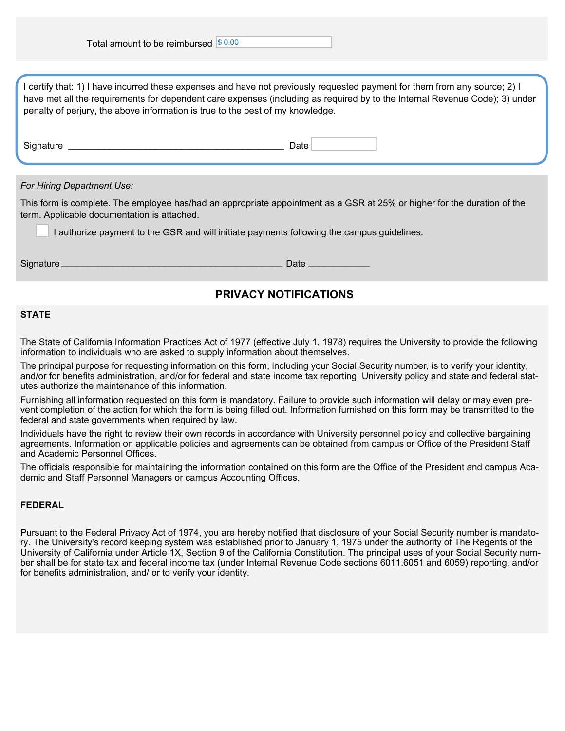Total amount to be reimbursed $ 0.00

I certify that: 1) I have incurred these expenses and have not previously requested payment for them from any source; 2) I have met all the requirements for dependent care expenses (including as required by to the Internal Revenue Code); 3) under penalty of perjury, the above information is true to the best of my knowledge.

Signature ___________________________________________ Date

*For Hiring Department Use:*

This form is complete. The employee has/had an appropriate appointment as a GSR at 25% or higher for the duration of the term. Applicable documentation is attached.

☐ I authorize payment to the GSR and will initiate payments following the campus guidelines.

Signature ____________________________________________ Date ____________

## PRIVACY NOTIFICATIONS

**STATE**

The State of California Information Practices Act of 1977 (effective July 1, 1978) requires the University to provide the following information to individuals who are asked to supply information about themselves.

The principal purpose for requesting information on this form, including your Social Security number, is to verify your identity, and/or for benefits administration, and/or for federal and state income tax reporting. University policy and state and federal statutes authorize the maintenance of this information.

Furnishing all information requested on this form is mandatory. Failure to provide such information will delay or may even prevent completion of the action for which the form is being filled out. Information furnished on this form may be transmitted to the federal and state governments when required by law.

Individuals have the right to review their own records in accordance with University personnel policy and collective bargaining agreements. Information on applicable policies and agreements can be obtained from campus or Office of the President Staff and Academic Personnel Offices.

The officials responsible for maintaining the information contained on this form are the Office of the President and campus Academic and Staff Personnel Managers or campus Accounting Offices.

**FEDERAL**

Pursuant to the Federal Privacy Act of 1974, you are hereby notified that disclosure of your Social Security number is mandatory. The University's record keeping system was established prior to January 1, 1975 under the authority of The Regents of the University of California under Article 1X, Section 9 of the California Constitution. The principal uses of your Social Security number shall be for state tax and federal income tax (under Internal Revenue Code sections 6011.6051 and 6059) reporting, and/or for benefits administration, and/ or to verify your identity.